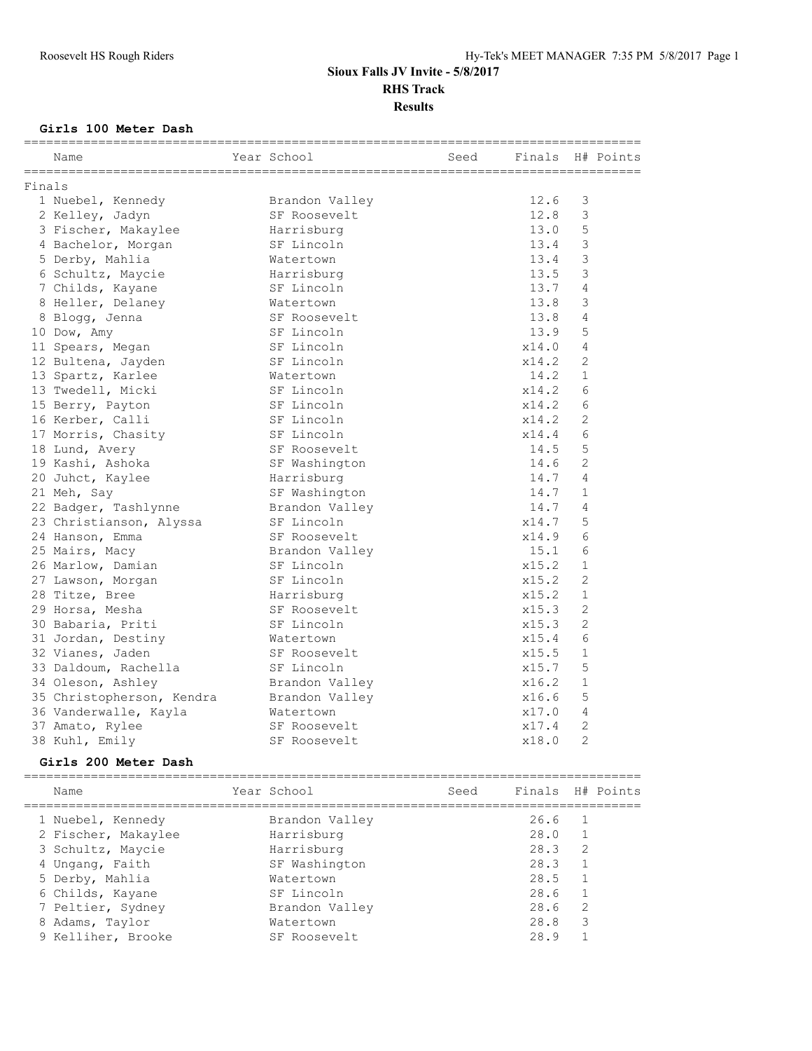# Sioux Falls JV Invite - 5/8/2017

## RHS Track

### Results

#### Girls 100 Meter Dash

| | Name | Year | School | Seed | Finals | H# | Points |
|---|---|---|---|---|---|---|---|
| **Finals** | | | | | | | |
| 1 | Nuebel, Kennedy | | Brandon Valley | | 12.6 | 3 | |
| 2 | Kelley, Jadyn | | SF Roosevelt | | 12.8 | 3 | |
| 3 | Fischer, Makaylee | | Harrisburg | | 13.0 | 5 | |
| 4 | Bachelor, Morgan | | SF Lincoln | | 13.4 | 3 | |
| 5 | Derby, Mahlia | | Watertown | | 13.4 | 3 | |
| 6 | Schultz, Maycie | | Harrisburg | | 13.5 | 3 | |
| 7 | Childs, Kayane | | SF Lincoln | | 13.7 | 4 | |
| 8 | Heller, Delaney | | Watertown | | 13.8 | 3 | |
| 8 | Blogg, Jenna | | SF Roosevelt | | 13.8 | 4 | |
| 10 | Dow, Amy | | SF Lincoln | | 13.9 | 5 | |
| 11 | Spears, Megan | | SF Lincoln | | x14.0 | 4 | |
| 12 | Bultena, Jayden | | SF Lincoln | | x14.2 | 2 | |
| 13 | Spartz, Karlee | | Watertown | | 14.2 | 1 | |
| 13 | Twedell, Micki | | SF Lincoln | | x14.2 | 6 | |
| 15 | Berry, Payton | | SF Lincoln | | x14.2 | 6 | |
| 16 | Kerber, Calli | | SF Lincoln | | x14.2 | 2 | |
| 17 | Morris, Chasity | | SF Lincoln | | x14.4 | 6 | |
| 18 | Lund, Avery | | SF Roosevelt | | 14.5 | 5 | |
| 19 | Kashi, Ashoka | | SF Washington | | 14.6 | 2 | |
| 20 | Juhct, Kaylee | | Harrisburg | | 14.7 | 4 | |
| 21 | Meh, Say | | SF Washington | | 14.7 | 1 | |
| 22 | Badger, Tashlynne | | Brandon Valley | | 14.7 | 4 | |
| 23 | Christianson, Alyssa | | SF Lincoln | | x14.7 | 5 | |
| 24 | Hanson, Emma | | SF Roosevelt | | x14.9 | 6 | |
| 25 | Mairs, Macy | | Brandon Valley | | 15.1 | 6 | |
| 26 | Marlow, Damian | | SF Lincoln | | x15.2 | 1 | |
| 27 | Lawson, Morgan | | SF Lincoln | | x15.2 | 2 | |
| 28 | Titze, Bree | | Harrisburg | | x15.2 | 1 | |
| 29 | Horsa, Mesha | | SF Roosevelt | | x15.3 | 2 | |
| 30 | Babaria, Priti | | SF Lincoln | | x15.3 | 2 | |
| 31 | Jordan, Destiny | | Watertown | | x15.4 | 6 | |
| 32 | Vianes, Jaden | | SF Roosevelt | | x15.5 | 1 | |
| 33 | Daldoum, Rachella | | SF Lincoln | | x15.7 | 5 | |
| 34 | Oleson, Ashley | | Brandon Valley | | x16.2 | 1 | |
| 35 | Christopherson, Kendra | | Brandon Valley | | x16.6 | 5 | |
| 36 | Vanderwalle, Kayla | | Watertown | | x17.0 | 4 | |
| 37 | Amato, Rylee | | SF Roosevelt | | x17.4 | 2 | |
| 38 | Kuhl, Emily | | SF Roosevelt | | x18.0 | 2 | |

#### Girls 200 Meter Dash

| | Name | Year | School | Seed | Finals | H# | Points |
|---|---|---|---|---|---|---|---|
| 1 | Nuebel, Kennedy | | Brandon Valley | | 26.6 | 1 | |
| 2 | Fischer, Makaylee | | Harrisburg | | 28.0 | 1 | |
| 3 | Schultz, Maycie | | Harrisburg | | 28.3 | 2 | |
| 4 | Ungang, Faith | | SF Washington | | 28.3 | 1 | |
| 5 | Derby, Mahlia | | Watertown | | 28.5 | 1 | |
| 6 | Childs, Kayane | | SF Lincoln | | 28.6 | 1 | |
| 7 | Peltier, Sydney | | Brandon Valley | | 28.6 | 2 | |
| 8 | Adams, Taylor | | Watertown | | 28.8 | 3 | |
| 9 | Kelliher, Brooke | | SF Roosevelt | | 28.9 | 1 | |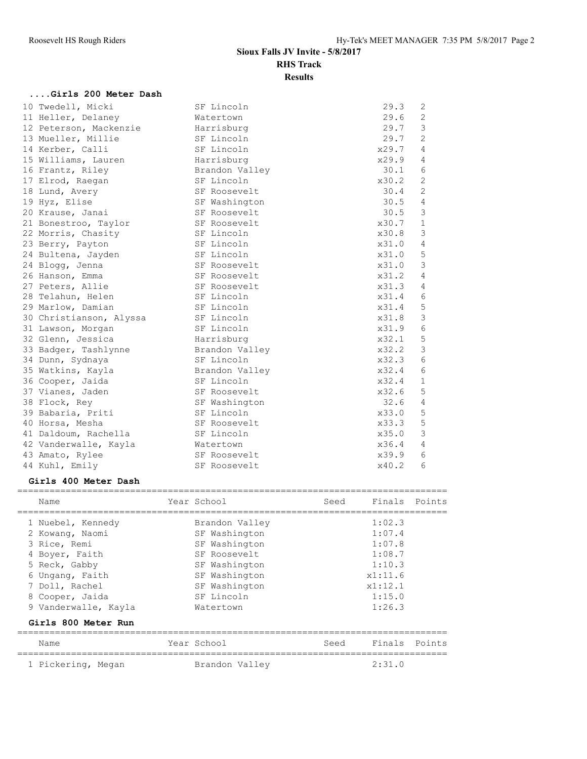## Sioux Falls JV Invite - 5/8/2017

**RHS Track**

**Results**

### ....Girls 200 Meter Dash

| Place | Name | School | Finals | H# |
|---|---|---|---|---|
| 10 | Twedell, Micki | SF Lincoln | 29.3 | 2 |
| 11 | Heller, Delaney | Watertown | 29.6 | 2 |
| 12 | Peterson, Mackenzie | Harrisburg | 29.7 | 3 |
| 13 | Mueller, Millie | SF Lincoln | 29.7 | 2 |
| 14 | Kerber, Calli | SF Lincoln | x29.7 | 4 |
| 15 | Williams, Lauren | Harrisburg | x29.9 | 4 |
| 16 | Frantz, Riley | Brandon Valley | 30.1 | 6 |
| 17 | Elrod, Raegan | SF Lincoln | x30.2 | 2 |
| 18 | Lund, Avery | SF Roosevelt | 30.4 | 2 |
| 19 | Hyz, Elise | SF Washington | 30.5 | 4 |
| 20 | Krause, Janai | SF Roosevelt | 30.5 | 3 |
| 21 | Bonestroo, Taylor | SF Roosevelt | x30.7 | 1 |
| 22 | Morris, Chasity | SF Lincoln | x30.8 | 3 |
| 23 | Berry, Payton | SF Lincoln | x31.0 | 4 |
| 24 | Bultena, Jayden | SF Lincoln | x31.0 | 5 |
| 24 | Blogg, Jenna | SF Roosevelt | x31.0 | 3 |
| 26 | Hanson, Emma | SF Roosevelt | x31.2 | 4 |
| 27 | Peters, Allie | SF Roosevelt | x31.3 | 4 |
| 28 | Telahun, Helen | SF Lincoln | x31.4 | 6 |
| 29 | Marlow, Damian | SF Lincoln | x31.4 | 5 |
| 30 | Christianson, Alyssa | SF Lincoln | x31.8 | 3 |
| 31 | Lawson, Morgan | SF Lincoln | x31.9 | 6 |
| 32 | Glenn, Jessica | Harrisburg | x32.1 | 5 |
| 33 | Badger, Tashlynne | Brandon Valley | x32.2 | 3 |
| 34 | Dunn, Sydnaya | SF Lincoln | x32.3 | 6 |
| 35 | Watkins, Kayla | Brandon Valley | x32.4 | 6 |
| 36 | Cooper, Jaida | SF Lincoln | x32.4 | 1 |
| 37 | Vianes, Jaden | SF Roosevelt | x32.6 | 5 |
| 38 | Flock, Rey | SF Washington | 32.6 | 4 |
| 39 | Babaria, Priti | SF Lincoln | x33.0 | 5 |
| 40 | Horsa, Mesha | SF Roosevelt | x33.3 | 5 |
| 41 | Daldoum, Rachella | SF Lincoln | x35.0 | 3 |
| 42 | Vanderwalle, Kayla | Watertown | x36.4 | 4 |
| 43 | Amato, Rylee | SF Roosevelt | x39.9 | 6 |
| 44 | Kuhl, Emily | SF Roosevelt | x40.2 | 6 |

### Girls 400 Meter Dash

| Name | Year | School | Seed | Finals | Points |
|---|---|---|---|---|---|
| 1 Nuebel, Kennedy | | Brandon Valley | | 1:02.3 | |
| 2 Kowang, Naomi | | SF Washington | | 1:07.4 | |
| 3 Rice, Remi | | SF Washington | | 1:07.8 | |
| 4 Boyer, Faith | | SF Roosevelt | | 1:08.7 | |
| 5 Reck, Gabby | | SF Washington | | 1:10.3 | |
| 6 Ungang, Faith | | SF Washington | | x1:11.6 | |
| 7 Doll, Rachel | | SF Washington | | x1:12.1 | |
| 8 Cooper, Jaida | | SF Lincoln | | 1:15.0 | |
| 9 Vanderwalle, Kayla | | Watertown | | 1:26.3 | |

### Girls 800 Meter Run

| Name | Year | School | Seed | Finals | Points |
|---|---|---|---|---|---|
| 1 Pickering, Megan | | Brandon Valley | | 2:31.0 | |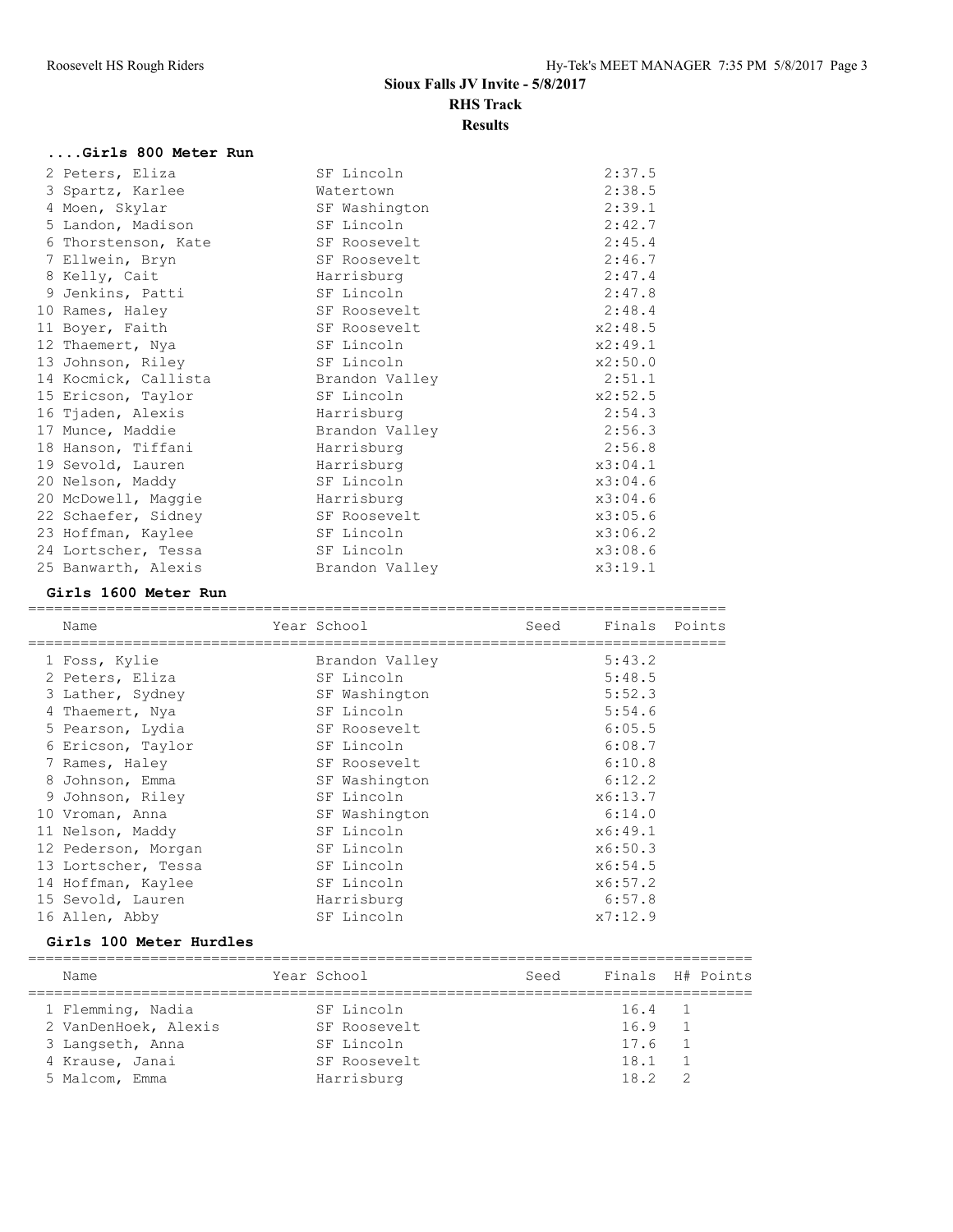# Sioux Falls JV Invite - 5/8/2017

## RHS Track

### Results

#### ....Girls 800 Meter Run

| Place | Name | Year | School | Seed | Finals | Points |
|---|---|---|---|---|---|---|
| 2 | Peters, Eliza | | SF Lincoln | | 2:37.5 | |
| 3 | Spartz, Karlee | | Watertown | | 2:38.5 | |
| 4 | Moen, Skylar | | SF Washington | | 2:39.1 | |
| 5 | Landon, Madison | | SF Lincoln | | 2:42.7 | |
| 6 | Thorstenson, Kate | | SF Roosevelt | | 2:45.4 | |
| 7 | Ellwein, Bryn | | SF Roosevelt | | 2:46.7 | |
| 8 | Kelly, Cait | | Harrisburg | | 2:47.4 | |
| 9 | Jenkins, Patti | | SF Lincoln | | 2:47.8 | |
| 10 | Rames, Haley | | SF Roosevelt | | 2:48.4 | |
| 11 | Boyer, Faith | | SF Roosevelt | | x2:48.5 | |
| 12 | Thaemert, Nya | | SF Lincoln | | x2:49.1 | |
| 13 | Johnson, Riley | | SF Lincoln | | x2:50.0 | |
| 14 | Kocmick, Callista | | Brandon Valley | | 2:51.1 | |
| 15 | Ericson, Taylor | | SF Lincoln | | x2:52.5 | |
| 16 | Tjaden, Alexis | | Harrisburg | | 2:54.3 | |
| 17 | Munce, Maddie | | Brandon Valley | | 2:56.3 | |
| 18 | Hanson, Tiffani | | Harrisburg | | 2:56.8 | |
| 19 | Sevold, Lauren | | Harrisburg | | x3:04.1 | |
| 20 | Nelson, Maddy | | SF Lincoln | | x3:04.6 | |
| 20 | McDowell, Maggie | | Harrisburg | | x3:04.6 | |
| 22 | Schaefer, Sidney | | SF Roosevelt | | x3:05.6 | |
| 23 | Hoffman, Kaylee | | SF Lincoln | | x3:06.2 | |
| 24 | Lortscher, Tessa | | SF Lincoln | | x3:08.6 | |
| 25 | Banwarth, Alexis | | Brandon Valley | | x3:19.1 | |

#### Girls 1600 Meter Run

| Place | Name | Year | School | Seed | Finals | Points |
|---|---|---|---|---|---|---|
| 1 | Foss, Kylie | | Brandon Valley | | 5:43.2 | |
| 2 | Peters, Eliza | | SF Lincoln | | 5:48.5 | |
| 3 | Lather, Sydney | | SF Washington | | 5:52.3 | |
| 4 | Thaemert, Nya | | SF Lincoln | | 5:54.6 | |
| 5 | Pearson, Lydia | | SF Roosevelt | | 6:05.5 | |
| 6 | Ericson, Taylor | | SF Lincoln | | 6:08.7 | |
| 7 | Rames, Haley | | SF Roosevelt | | 6:10.8 | |
| 8 | Johnson, Emma | | SF Washington | | 6:12.2 | |
| 9 | Johnson, Riley | | SF Lincoln | | x6:13.7 | |
| 10 | Vroman, Anna | | SF Washington | | 6:14.0 | |
| 11 | Nelson, Maddy | | SF Lincoln | | x6:49.1 | |
| 12 | Pederson, Morgan | | SF Lincoln | | x6:50.3 | |
| 13 | Lortscher, Tessa | | SF Lincoln | | x6:54.5 | |
| 14 | Hoffman, Kaylee | | SF Lincoln | | x6:57.2 | |
| 15 | Sevold, Lauren | | Harrisburg | | 6:57.8 | |
| 16 | Allen, Abby | | SF Lincoln | | x7:12.9 | |

#### Girls 100 Meter Hurdles

| Place | Name | Year | School | Seed | Finals | H# | Points |
|---|---|---|---|---|---|---|---|
| 1 | Flemming, Nadia | | SF Lincoln | | 16.4 | 1 | |
| 2 | VanDenHoek, Alexis | | SF Roosevelt | | 16.9 | 1 | |
| 3 | Langseth, Anna | | SF Lincoln | | 17.6 | 1 | |
| 4 | Krause, Janai | | SF Roosevelt | | 18.1 | 1 | |
| 5 | Malcom, Emma | | Harrisburg | | 18.2 | 2 | |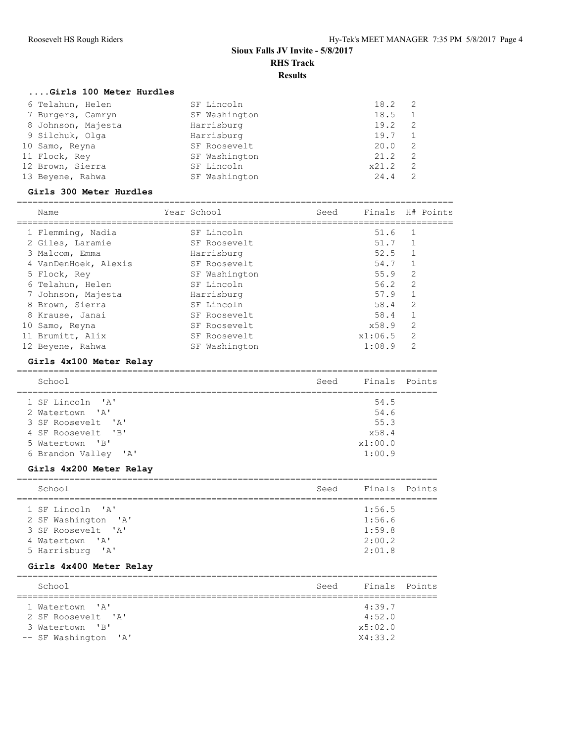# Sioux Falls JV Invite - 5/8/2017

## RHS Track

### Results

#### ....Girls 100 Meter Hurdles

| Place | Name | Year | School | Seed | Finals | H# | Points |
|---|---|---|---|---|---|---|---|
| 6 | Telahun, Helen | | SF Lincoln | | 18.2 | 2 | |
| 7 | Burgers, Camryn | | SF Washington | | 18.5 | 1 | |
| 8 | Johnson, Majesta | | Harrisburg | | 19.2 | 2 | |
| 9 | Silchuk, Olga | | Harrisburg | | 19.7 | 1 | |
| 10 | Samo, Reyna | | SF Roosevelt | | 20.0 | 2 | |
| 11 | Flock, Rey | | SF Washington | | 21.2 | 2 | |
| 12 | Brown, Sierra | | SF Lincoln | | x21.2 | 2 | |
| 13 | Beyene, Rahwa | | SF Washington | | 24.4 | 2 | |

#### Girls 300 Meter Hurdles

| Place | Name | Year | School | Seed | Finals | H# | Points |
|---|---|---|---|---|---|---|---|
| 1 | Flemming, Nadia | | SF Lincoln | | 51.6 | 1 | |
| 2 | Giles, Laramie | | SF Roosevelt | | 51.7 | 1 | |
| 3 | Malcom, Emma | | Harrisburg | | 52.5 | 1 | |
| 4 | VanDenHoek, Alexis | | SF Roosevelt | | 54.7 | 1 | |
| 5 | Flock, Rey | | SF Washington | | 55.9 | 2 | |
| 6 | Telahun, Helen | | SF Lincoln | | 56.2 | 2 | |
| 7 | Johnson, Majesta | | Harrisburg | | 57.9 | 1 | |
| 8 | Brown, Sierra | | SF Lincoln | | 58.4 | 2 | |
| 8 | Krause, Janai | | SF Roosevelt | | 58.4 | 1 | |
| 10 | Samo, Reyna | | SF Roosevelt | | x58.9 | 2 | |
| 11 | Brumitt, Alix | | SF Roosevelt | | x1:06.5 | 2 | |
| 12 | Beyene, Rahwa | | SF Washington | | 1:08.9 | 2 | |

#### Girls 4x100 Meter Relay

| Place | School | Seed | Finals | Points |
|---|---|---|---|---|
| 1 | SF Lincoln 'A' | | 54.5 | |
| 2 | Watertown 'A' | | 54.6 | |
| 3 | SF Roosevelt 'A' | | 55.3 | |
| 4 | SF Roosevelt 'B' | | x58.4 | |
| 5 | Watertown 'B' | | x1:00.0 | |
| 6 | Brandon Valley 'A' | | 1:00.9 | |

#### Girls 4x200 Meter Relay

| Place | School | Seed | Finals | Points |
|---|---|---|---|---|
| 1 | SF Lincoln 'A' | | 1:56.5 | |
| 2 | SF Washington 'A' | | 1:56.6 | |
| 3 | SF Roosevelt 'A' | | 1:59.8 | |
| 4 | Watertown 'A' | | 2:00.2 | |
| 5 | Harrisburg 'A' | | 2:01.8 | |

#### Girls 4x400 Meter Relay

| Place | School | Seed | Finals | Points |
|---|---|---|---|---|
| 1 | Watertown 'A' | | 4:39.7 | |
| 2 | SF Roosevelt 'A' | | 4:52.0 | |
| 3 | Watertown 'B' | | x5:02.0 | |
| -- | SF Washington 'A' | | X4:33.2 | |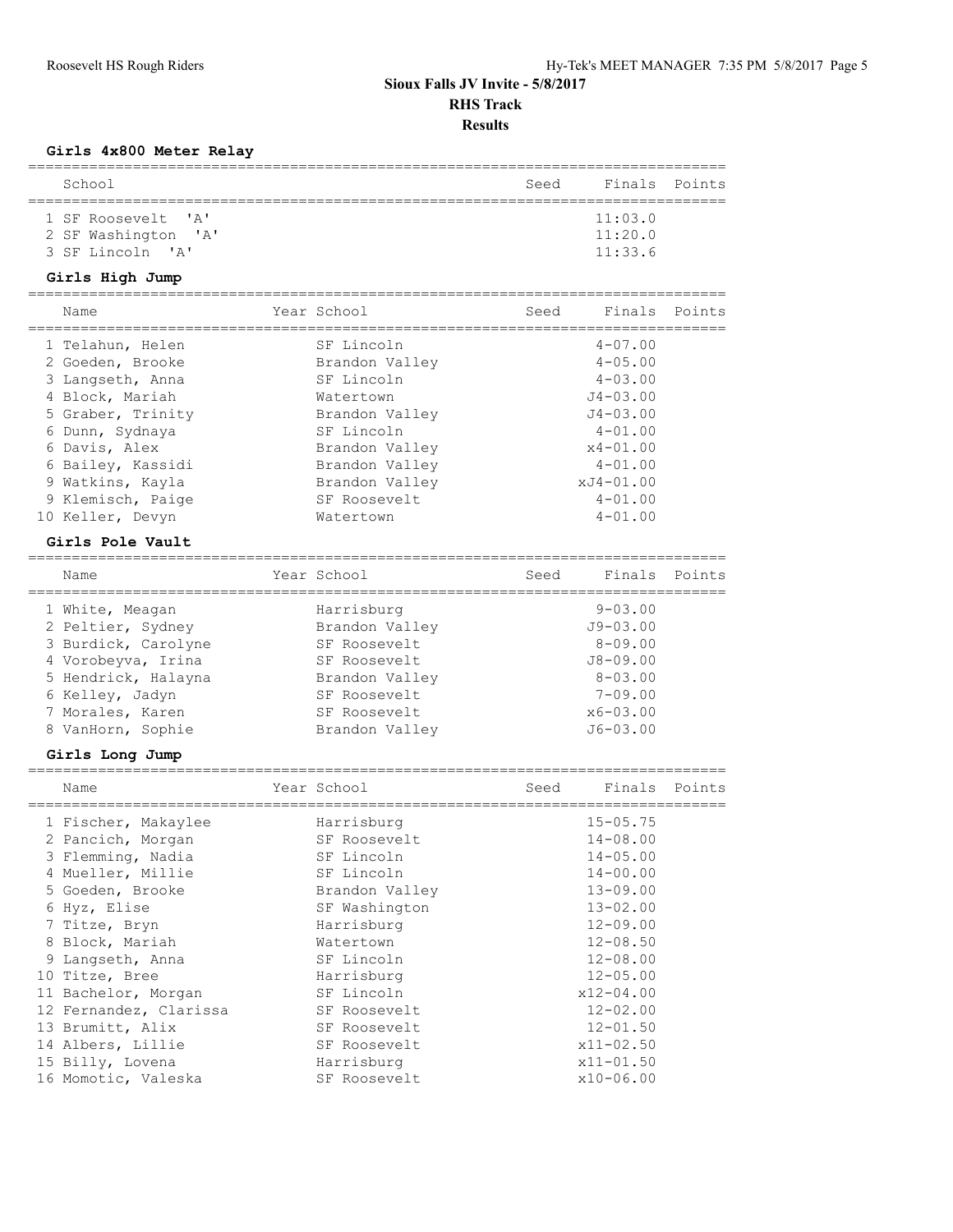# Sioux Falls JV Invite - 5/8/2017

## RHS Track

## Results

### Girls 4x800 Meter Relay

| School | Seed | Finals | Points |
|---|---|---|---|
| 1 SF Roosevelt 'A' | | 11:03.0 | |
| 2 SF Washington 'A' | | 11:20.0 | |
| 3 SF Lincoln 'A' | | 11:33.6 | |

### Girls High Jump

| Name | Year | School | Seed | Finals | Points |
|---|---|---|---|---|---|
| 1 Telahun, Helen | | SF Lincoln | | 4-07.00 | |
| 2 Goeden, Brooke | | Brandon Valley | | 4-05.00 | |
| 3 Langseth, Anna | | SF Lincoln | | 4-03.00 | |
| 4 Block, Mariah | | Watertown | | J4-03.00 | |
| 5 Graber, Trinity | | Brandon Valley | | J4-03.00 | |
| 6 Dunn, Sydnaya | | SF Lincoln | | 4-01.00 | |
| 6 Davis, Alex | | Brandon Valley | | x4-01.00 | |
| 6 Bailey, Kassidi | | Brandon Valley | | 4-01.00 | |
| 9 Watkins, Kayla | | Brandon Valley | | xJ4-01.00 | |
| 9 Klemisch, Paige | | SF Roosevelt | | 4-01.00 | |
| 10 Keller, Devyn | | Watertown | | 4-01.00 | |

### Girls Pole Vault

| Name | Year | School | Seed | Finals | Points |
|---|---|---|---|---|---|
| 1 White, Meagan | | Harrisburg | | 9-03.00 | |
| 2 Peltier, Sydney | | Brandon Valley | | J9-03.00 | |
| 3 Burdick, Carolyne | | SF Roosevelt | | 8-09.00 | |
| 4 Vorobeyva, Irina | | SF Roosevelt | | J8-09.00 | |
| 5 Hendrick, Halayna | | Brandon Valley | | 8-03.00 | |
| 6 Kelley, Jadyn | | SF Roosevelt | | 7-09.00 | |
| 7 Morales, Karen | | SF Roosevelt | | x6-03.00 | |
| 8 VanHorn, Sophie | | Brandon Valley | | J6-03.00 | |

### Girls Long Jump

| Name | Year | School | Seed | Finals | Points |
|---|---|---|---|---|---|
| 1 Fischer, Makaylee | | Harrisburg | | 15-05.75 | |
| 2 Pancich, Morgan | | SF Roosevelt | | 14-08.00 | |
| 3 Flemming, Nadia | | SF Lincoln | | 14-05.00 | |
| 4 Mueller, Millie | | SF Lincoln | | 14-00.00 | |
| 5 Goeden, Brooke | | Brandon Valley | | 13-09.00 | |
| 6 Hyz, Elise | | SF Washington | | 13-02.00 | |
| 7 Titze, Bryn | | Harrisburg | | 12-09.00 | |
| 8 Block, Mariah | | Watertown | | 12-08.50 | |
| 9 Langseth, Anna | | SF Lincoln | | 12-08.00 | |
| 10 Titze, Bree | | Harrisburg | | 12-05.00 | |
| 11 Bachelor, Morgan | | SF Lincoln | | x12-04.00 | |
| 12 Fernandez, Clarissa | | SF Roosevelt | | 12-02.00 | |
| 13 Brumitt, Alix | | SF Roosevelt | | 12-01.50 | |
| 14 Albers, Lillie | | SF Roosevelt | | x11-02.50 | |
| 15 Billy, Lovena | | Harrisburg | | x11-01.50 | |
| 16 Momotic, Valeska | | SF Roosevelt | | x10-06.00 | |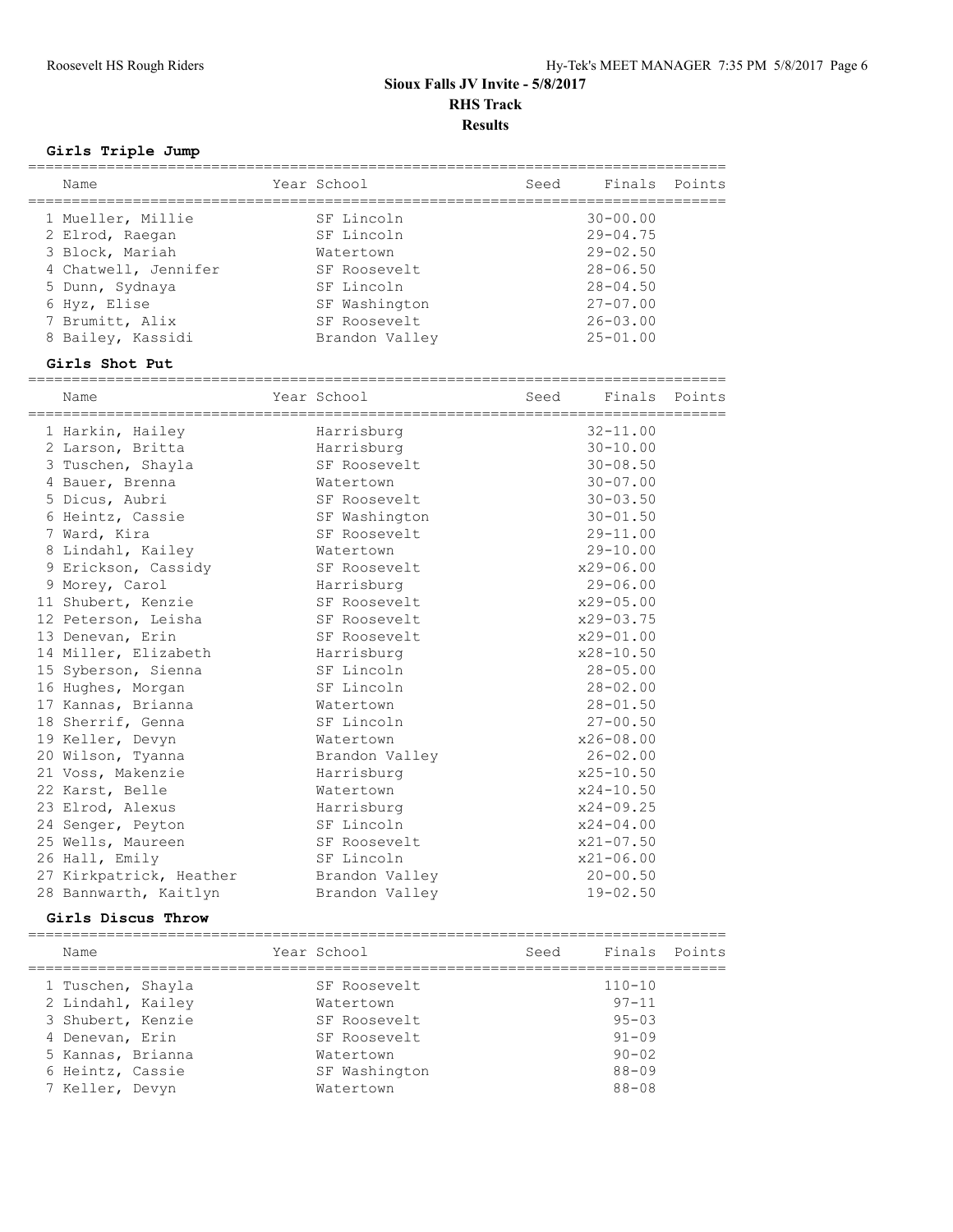# Sioux Falls JV Invite - 5/8/2017

## RHS Track

## Results

### Girls Triple Jump

| Name | Year School | Seed | Finals | Points |
|---|---|---|---|---|
| 1 Mueller, Millie | SF Lincoln | | 30-00.00 | |
| 2 Elrod, Raegan | SF Lincoln | | 29-04.75 | |
| 3 Block, Mariah | Watertown | | 29-02.50 | |
| 4 Chatwell, Jennifer | SF Roosevelt | | 28-06.50 | |
| 5 Dunn, Sydnaya | SF Lincoln | | 28-04.50 | |
| 6 Hyz, Elise | SF Washington | | 27-07.00 | |
| 7 Brumitt, Alix | SF Roosevelt | | 26-03.00 | |
| 8 Bailey, Kassidi | Brandon Valley | | 25-01.00 | |

### Girls Shot Put

| Name | Year School | Seed | Finals | Points |
|---|---|---|---|---|
| 1 Harkin, Hailey | Harrisburg | | 32-11.00 | |
| 2 Larson, Britta | Harrisburg | | 30-10.00 | |
| 3 Tuschen, Shayla | SF Roosevelt | | 30-08.50 | |
| 4 Bauer, Brenna | Watertown | | 30-07.00 | |
| 5 Dicus, Aubri | SF Roosevelt | | 30-03.50 | |
| 6 Heintz, Cassie | SF Washington | | 30-01.50 | |
| 7 Ward, Kira | SF Roosevelt | | 29-11.00 | |
| 8 Lindahl, Kailey | Watertown | | 29-10.00 | |
| 9 Erickson, Cassidy | SF Roosevelt | | x29-06.00 | |
| 9 Morey, Carol | Harrisburg | | 29-06.00 | |
| 11 Shubert, Kenzie | SF Roosevelt | | x29-05.00 | |
| 12 Peterson, Leisha | SF Roosevelt | | x29-03.75 | |
| 13 Denevan, Erin | SF Roosevelt | | x29-01.00 | |
| 14 Miller, Elizabeth | Harrisburg | | x28-10.50 | |
| 15 Syberson, Sienna | SF Lincoln | | 28-05.00 | |
| 16 Hughes, Morgan | SF Lincoln | | 28-02.00 | |
| 17 Kannas, Brianna | Watertown | | 28-01.50 | |
| 18 Sherrif, Genna | SF Lincoln | | 27-00.50 | |
| 19 Keller, Devyn | Watertown | | x26-08.00 | |
| 20 Wilson, Tyanna | Brandon Valley | | 26-02.00 | |
| 21 Voss, Makenzie | Harrisburg | | x25-10.50 | |
| 22 Karst, Belle | Watertown | | x24-10.50 | |
| 23 Elrod, Alexus | Harrisburg | | x24-09.25 | |
| 24 Senger, Peyton | SF Lincoln | | x24-04.00 | |
| 25 Wells, Maureen | SF Roosevelt | | x21-07.50 | |
| 26 Hall, Emily | SF Lincoln | | x21-06.00 | |
| 27 Kirkpatrick, Heather | Brandon Valley | | 20-00.50 | |
| 28 Bannwarth, Kaitlyn | Brandon Valley | | 19-02.50 | |

### Girls Discus Throw

| Name | Year School | Seed | Finals | Points |
|---|---|---|---|---|
| 1 Tuschen, Shayla | SF Roosevelt | | 110-10 | |
| 2 Lindahl, Kailey | Watertown | | 97-11 | |
| 3 Shubert, Kenzie | SF Roosevelt | | 95-03 | |
| 4 Denevan, Erin | SF Roosevelt | | 91-09 | |
| 5 Kannas, Brianna | Watertown | | 90-02 | |
| 6 Heintz, Cassie | SF Washington | | 88-09 | |
| 7 Keller, Devyn | Watertown | | 88-08 | |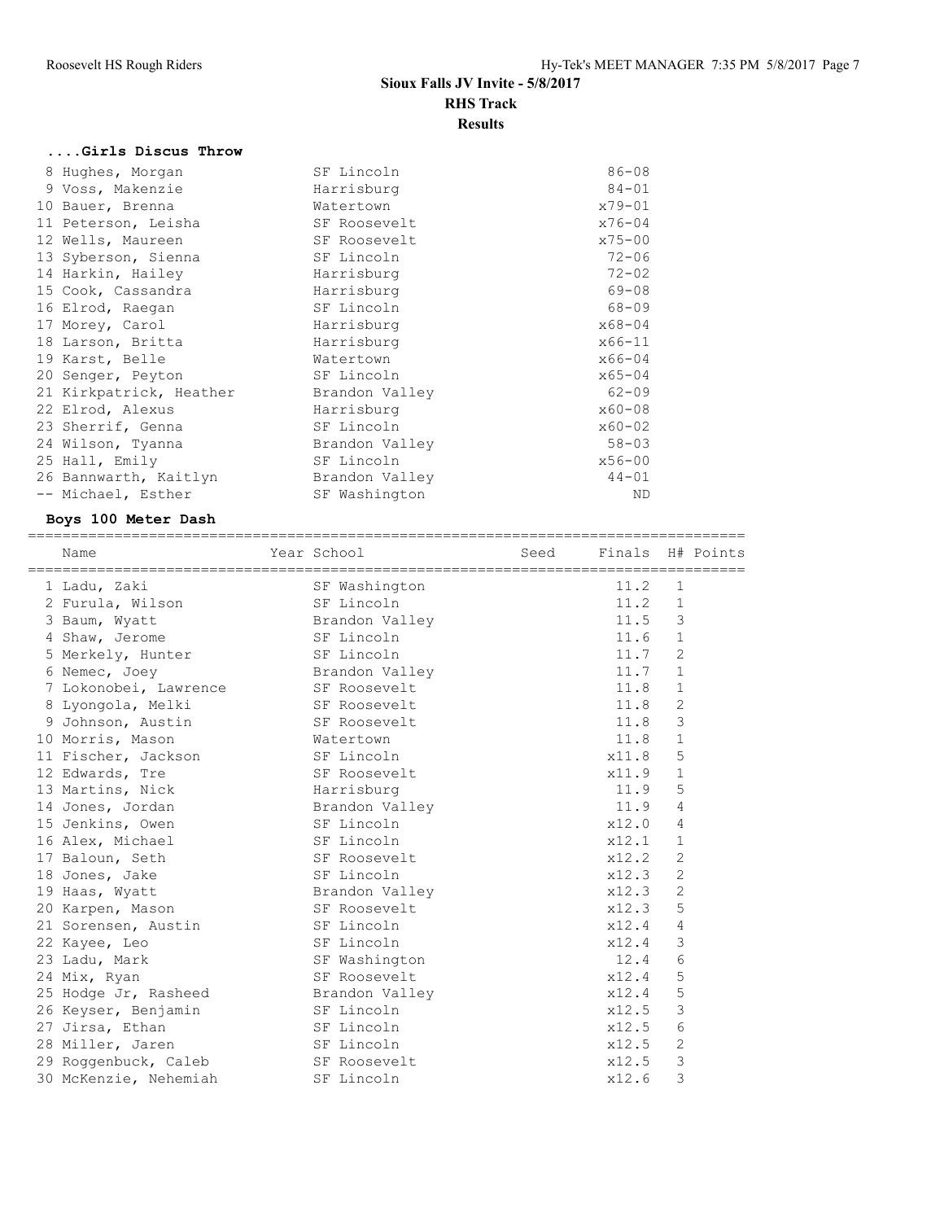**Sioux Falls JV Invite - 5/8/2017**
**RHS Track**
**Results**

### ....Girls Discus Throw

| Place | Name | School | Finals |
|---|---|---|---|
| 8 | Hughes, Morgan | SF Lincoln | 86-08 |
| 9 | Voss, Makenzie | Harrisburg | 84-01 |
| 10 | Bauer, Brenna | Watertown | x79-01 |
| 11 | Peterson, Leisha | SF Roosevelt | x76-04 |
| 12 | Wells, Maureen | SF Roosevelt | x75-00 |
| 13 | Syberson, Sienna | SF Lincoln | 72-06 |
| 14 | Harkin, Hailey | Harrisburg | 72-02 |
| 15 | Cook, Cassandra | Harrisburg | 69-08 |
| 16 | Elrod, Raegan | SF Lincoln | 68-09 |
| 17 | Morey, Carol | Harrisburg | x68-04 |
| 18 | Larson, Britta | Harrisburg | x66-11 |
| 19 | Karst, Belle | Watertown | x66-04 |
| 20 | Senger, Peyton | SF Lincoln | x65-04 |
| 21 | Kirkpatrick, Heather | Brandon Valley | 62-09 |
| 22 | Elrod, Alexus | Harrisburg | x60-08 |
| 23 | Sherrif, Genna | SF Lincoln | x60-02 |
| 24 | Wilson, Tyanna | Brandon Valley | 58-03 |
| 25 | Hall, Emily | SF Lincoln | x56-00 |
| 26 | Bannwarth, Kaitlyn | Brandon Valley | 44-01 |
| -- | Michael, Esther | SF Washington | ND |

### Boys 100 Meter Dash

| | Name | Year | School | Seed | Finals | H# | Points |
|---|---|---|---|---|---|---|---|
| 1 | Ladu, Zaki | | SF Washington | | 11.2 | 1 | |
| 2 | Furula, Wilson | | SF Lincoln | | 11.2 | 1 | |
| 3 | Baum, Wyatt | | Brandon Valley | | 11.5 | 3 | |
| 4 | Shaw, Jerome | | SF Lincoln | | 11.6 | 1 | |
| 5 | Merkely, Hunter | | SF Lincoln | | 11.7 | 2 | |
| 6 | Nemec, Joey | | Brandon Valley | | 11.7 | 1 | |
| 7 | Lokonobei, Lawrence | | SF Roosevelt | | 11.8 | 1 | |
| 8 | Lyongola, Melki | | SF Roosevelt | | 11.8 | 2 | |
| 9 | Johnson, Austin | | SF Roosevelt | | 11.8 | 3 | |
| 10 | Morris, Mason | | Watertown | | 11.8 | 1 | |
| 11 | Fischer, Jackson | | SF Lincoln | | x11.8 | 5 | |
| 12 | Edwards, Tre | | SF Roosevelt | | x11.9 | 1 | |
| 13 | Martins, Nick | | Harrisburg | | 11.9 | 5 | |
| 14 | Jones, Jordan | | Brandon Valley | | 11.9 | 4 | |
| 15 | Jenkins, Owen | | SF Lincoln | | x12.0 | 4 | |
| 16 | Alex, Michael | | SF Lincoln | | x12.1 | 1 | |
| 17 | Baloun, Seth | | SF Roosevelt | | x12.2 | 2 | |
| 18 | Jones, Jake | | SF Lincoln | | x12.3 | 2 | |
| 19 | Haas, Wyatt | | Brandon Valley | | x12.3 | 2 | |
| 20 | Karpen, Mason | | SF Roosevelt | | x12.3 | 5 | |
| 21 | Sorensen, Austin | | SF Lincoln | | x12.4 | 4 | |
| 22 | Kayee, Leo | | SF Lincoln | | x12.4 | 3 | |
| 23 | Ladu, Mark | | SF Washington | | 12.4 | 6 | |
| 24 | Mix, Ryan | | SF Roosevelt | | x12.4 | 5 | |
| 25 | Hodge Jr, Rasheed | | Brandon Valley | | x12.4 | 5 | |
| 26 | Keyser, Benjamin | | SF Lincoln | | x12.5 | 3 | |
| 27 | Jirsa, Ethan | | SF Lincoln | | x12.5 | 6 | |
| 28 | Miller, Jaren | | SF Lincoln | | x12.5 | 2 | |
| 29 | Roggenbuck, Caleb | | SF Roosevelt | | x12.5 | 3 | |
| 30 | McKenzie, Nehemiah | | SF Lincoln | | x12.6 | 3 | |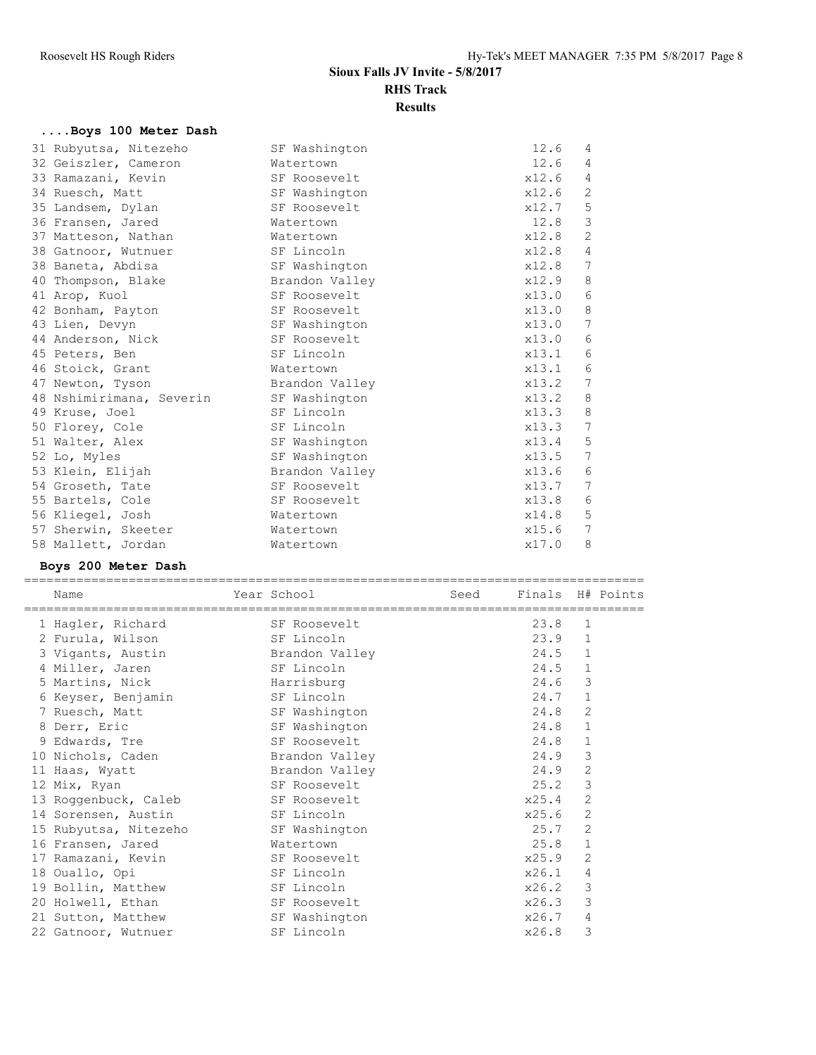# Sioux Falls JV Invite - 5/8/2017

## RHS Track

## Results

### ....Boys 100 Meter Dash

| Name | Year School | Seed | Finals | H# | Points |
|---|---|---|---|---|---|
| 31 Rubyutsa, Nitezeho | SF Washington | | 12.6 | 4 | |
| 32 Geiszler, Cameron | Watertown | | 12.6 | 4 | |
| 33 Ramazani, Kevin | SF Roosevelt | | x12.6 | 4 | |
| 34 Ruesch, Matt | SF Washington | | x12.6 | 2 | |
| 35 Landsem, Dylan | SF Roosevelt | | x12.7 | 5 | |
| 36 Fransen, Jared | Watertown | | 12.8 | 3 | |
| 37 Matteson, Nathan | Watertown | | x12.8 | 2 | |
| 38 Gatnoor, Wutnuer | SF Lincoln | | x12.8 | 4 | |
| 38 Baneta, Abdisa | SF Washington | | x12.8 | 7 | |
| 40 Thompson, Blake | Brandon Valley | | x12.9 | 8 | |
| 41 Arop, Kuol | SF Roosevelt | | x13.0 | 6 | |
| 42 Bonham, Payton | SF Roosevelt | | x13.0 | 8 | |
| 43 Lien, Devyn | SF Washington | | x13.0 | 7 | |
| 44 Anderson, Nick | SF Roosevelt | | x13.0 | 6 | |
| 45 Peters, Ben | SF Lincoln | | x13.1 | 6 | |
| 46 Stoick, Grant | Watertown | | x13.1 | 6 | |
| 47 Newton, Tyson | Brandon Valley | | x13.2 | 7 | |
| 48 Nshimirimana, Severin | SF Washington | | x13.2 | 8 | |
| 49 Kruse, Joel | SF Lincoln | | x13.3 | 8 | |
| 50 Florey, Cole | SF Lincoln | | x13.3 | 7 | |
| 51 Walter, Alex | SF Washington | | x13.4 | 5 | |
| 52 Lo, Myles | SF Washington | | x13.5 | 7 | |
| 53 Klein, Elijah | Brandon Valley | | x13.6 | 6 | |
| 54 Groseth, Tate | SF Roosevelt | | x13.7 | 7 | |
| 55 Bartels, Cole | SF Roosevelt | | x13.8 | 6 | |
| 56 Kliegel, Josh | Watertown | | x14.8 | 5 | |
| 57 Sherwin, Skeeter | Watertown | | x15.6 | 7 | |
| 58 Mallett, Jordan | Watertown | | x17.0 | 8 | |

### Boys 200 Meter Dash

| Name | Year School | Seed | Finals | H# | Points |
|---|---|---|---|---|---|
| 1 Hagler, Richard | SF Roosevelt | | 23.8 | 1 | |
| 2 Furula, Wilson | SF Lincoln | | 23.9 | 1 | |
| 3 Vigants, Austin | Brandon Valley | | 24.5 | 1 | |
| 4 Miller, Jaren | SF Lincoln | | 24.5 | 1 | |
| 5 Martins, Nick | Harrisburg | | 24.6 | 3 | |
| 6 Keyser, Benjamin | SF Lincoln | | 24.7 | 1 | |
| 7 Ruesch, Matt | SF Washington | | 24.8 | 2 | |
| 8 Derr, Eric | SF Washington | | 24.8 | 1 | |
| 9 Edwards, Tre | SF Roosevelt | | 24.8 | 1 | |
| 10 Nichols, Caden | Brandon Valley | | 24.9 | 3 | |
| 11 Haas, Wyatt | Brandon Valley | | 24.9 | 2 | |
| 12 Mix, Ryan | SF Roosevelt | | 25.2 | 3 | |
| 13 Roggenbuck, Caleb | SF Roosevelt | | x25.4 | 2 | |
| 14 Sorensen, Austin | SF Lincoln | | x25.6 | 2 | |
| 15 Rubyutsa, Nitezeho | SF Washington | | 25.7 | 2 | |
| 16 Fransen, Jared | Watertown | | 25.8 | 1 | |
| 17 Ramazani, Kevin | SF Roosevelt | | x25.9 | 2 | |
| 18 Ouallo, Opi | SF Lincoln | | x26.1 | 4 | |
| 19 Bollin, Matthew | SF Lincoln | | x26.2 | 3 | |
| 20 Holwell, Ethan | SF Roosevelt | | x26.3 | 3 | |
| 21 Sutton, Matthew | SF Washington | | x26.7 | 4 | |
| 22 Gatnoor, Wutnuer | SF Lincoln | | x26.8 | 3 | |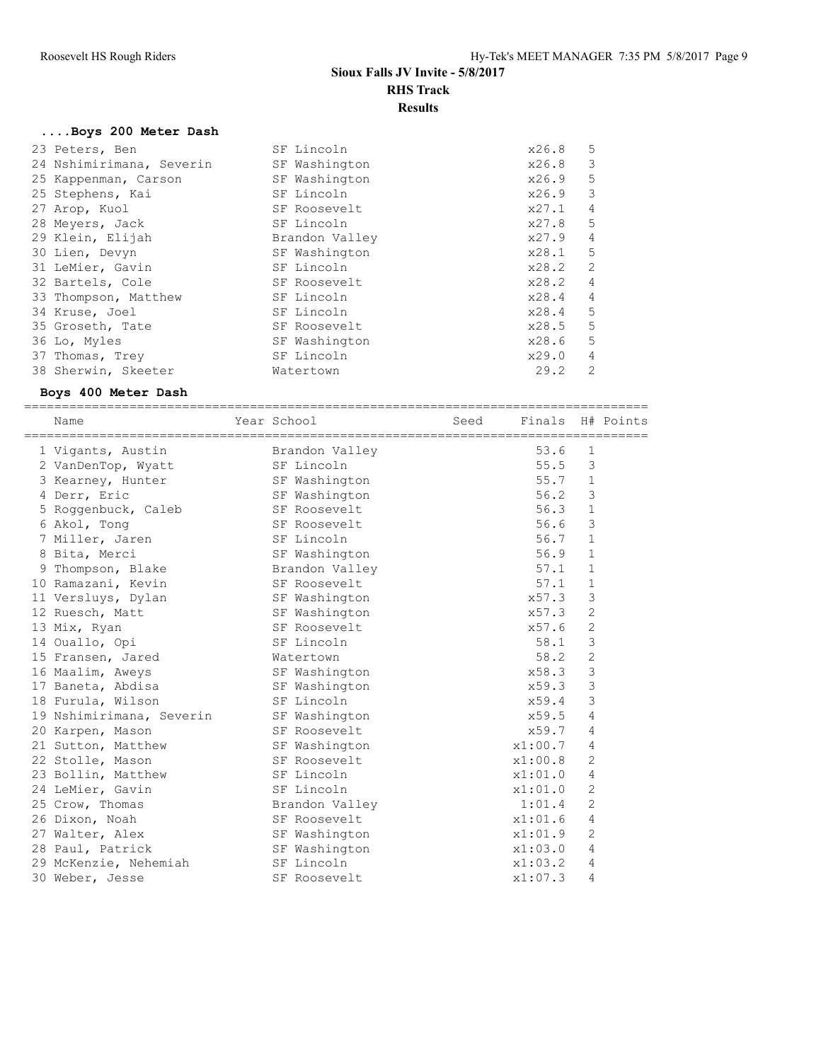# Sioux Falls JV Invite - 5/8/2017

## RHS Track

## Results

### ....Boys 200 Meter Dash

| Place | Name | School | Finals | H# |
|---|---|---|---|---|
| 23 | Peters, Ben | SF Lincoln | x26.8 | 5 |
| 24 | Nshimirimana, Severin | SF Washington | x26.8 | 3 |
| 25 | Kappenman, Carson | SF Washington | x26.9 | 5 |
| 25 | Stephens, Kai | SF Lincoln | x26.9 | 3 |
| 27 | Arop, Kuol | SF Roosevelt | x27.1 | 4 |
| 28 | Meyers, Jack | SF Lincoln | x27.8 | 5 |
| 29 | Klein, Elijah | Brandon Valley | x27.9 | 4 |
| 30 | Lien, Devyn | SF Washington | x28.1 | 5 |
| 31 | LeMier, Gavin | SF Lincoln | x28.2 | 2 |
| 32 | Bartels, Cole | SF Roosevelt | x28.2 | 4 |
| 33 | Thompson, Matthew | SF Lincoln | x28.4 | 4 |
| 34 | Kruse, Joel | SF Lincoln | x28.4 | 5 |
| 35 | Groseth, Tate | SF Roosevelt | x28.5 | 5 |
| 36 | Lo, Myles | SF Washington | x28.6 | 5 |
| 37 | Thomas, Trey | SF Lincoln | x29.0 | 4 |
| 38 | Sherwin, Skeeter | Watertown | 29.2 | 2 |

### Boys 400 Meter Dash

| Place | Name | Year | School | Seed | Finals | H# | Points |
|---|---|---|---|---|---|---|---|
| 1 | Vigants, Austin | | Brandon Valley | | 53.6 | 1 | |
| 2 | VanDenTop, Wyatt | | SF Lincoln | | 55.5 | 3 | |
| 3 | Kearney, Hunter | | SF Washington | | 55.7 | 1 | |
| 4 | Derr, Eric | | SF Washington | | 56.2 | 3 | |
| 5 | Roggenbuck, Caleb | | SF Roosevelt | | 56.3 | 1 | |
| 6 | Akol, Tong | | SF Roosevelt | | 56.6 | 3 | |
| 7 | Miller, Jaren | | SF Lincoln | | 56.7 | 1 | |
| 8 | Bita, Merci | | SF Washington | | 56.9 | 1 | |
| 9 | Thompson, Blake | | Brandon Valley | | 57.1 | 1 | |
| 10 | Ramazani, Kevin | | SF Roosevelt | | 57.1 | 1 | |
| 11 | Versluys, Dylan | | SF Washington | | x57.3 | 3 | |
| 12 | Ruesch, Matt | | SF Washington | | x57.3 | 2 | |
| 13 | Mix, Ryan | | SF Roosevelt | | x57.6 | 2 | |
| 14 | Ouallo, Opi | | SF Lincoln | | 58.1 | 3 | |
| 15 | Fransen, Jared | | Watertown | | 58.2 | 2 | |
| 16 | Maalim, Aweys | | SF Washington | | x58.3 | 3 | |
| 17 | Baneta, Abdisa | | SF Washington | | x59.3 | 3 | |
| 18 | Furula, Wilson | | SF Lincoln | | x59.4 | 3 | |
| 19 | Nshimirimana, Severin | | SF Washington | | x59.5 | 4 | |
| 20 | Karpen, Mason | | SF Roosevelt | | x59.7 | 4 | |
| 21 | Sutton, Matthew | | SF Washington | | x1:00.7 | 4 | |
| 22 | Stolle, Mason | | SF Roosevelt | | x1:00.8 | 2 | |
| 23 | Bollin, Matthew | | SF Lincoln | | x1:01.0 | 4 | |
| 24 | LeMier, Gavin | | SF Lincoln | | x1:01.0 | 2 | |
| 25 | Crow, Thomas | | Brandon Valley | | 1:01.4 | 2 | |
| 26 | Dixon, Noah | | SF Roosevelt | | x1:01.6 | 4 | |
| 27 | Walter, Alex | | SF Washington | | x1:01.9 | 2 | |
| 28 | Paul, Patrick | | SF Washington | | x1:03.0 | 4 | |
| 29 | McKenzie, Nehemiah | | SF Lincoln | | x1:03.2 | 4 | |
| 30 | Weber, Jesse | | SF Roosevelt | | x1:07.3 | 4 | |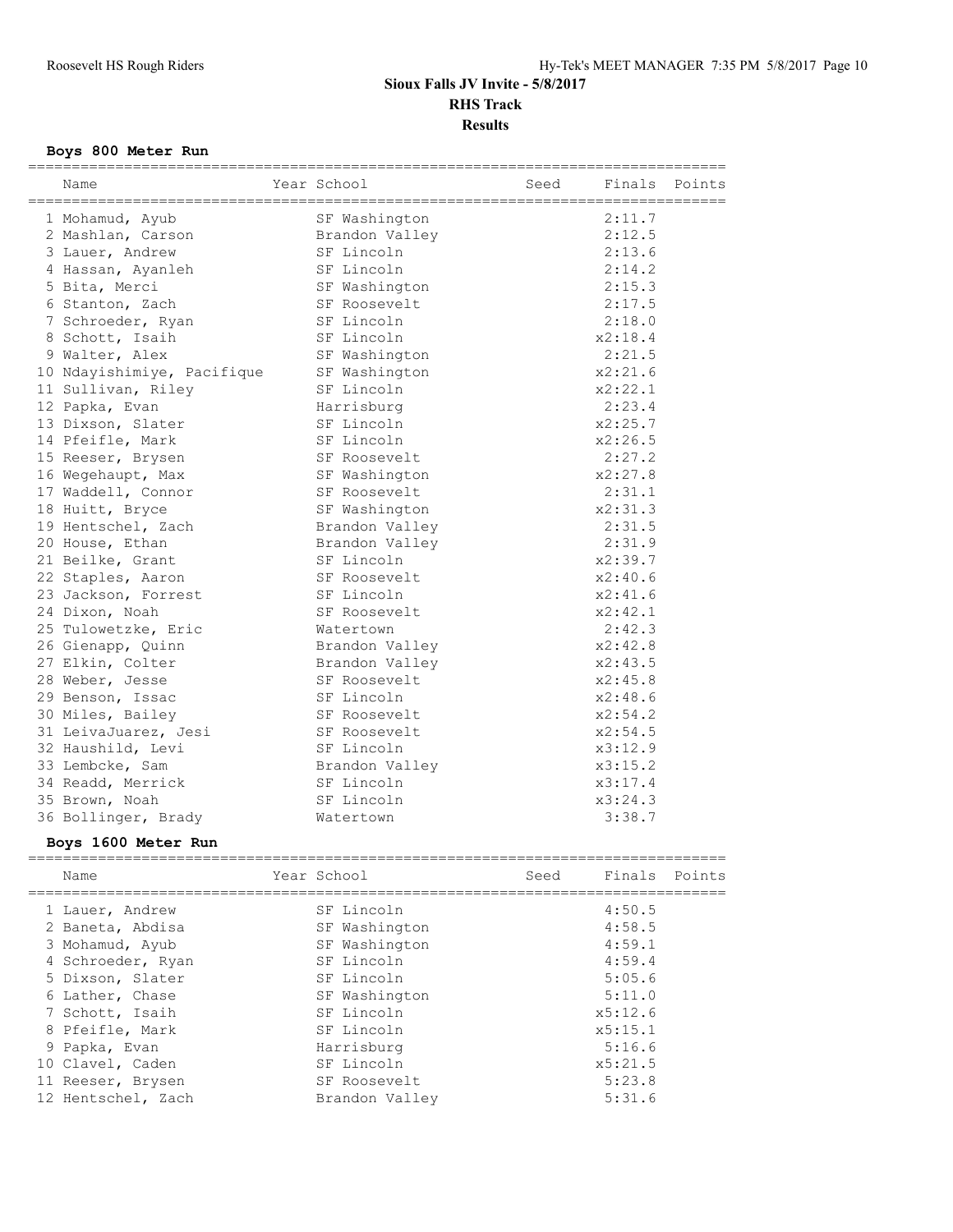# Sioux Falls JV Invite - 5/8/2017

## RHS Track

## Results

### Boys 800 Meter Run

| | Name | Year | School | Seed | Finals | Points |
|---|---|---|---|---|---|---|
| 1 | Mohamud, Ayub | | SF Washington | | 2:11.7 | |
| 2 | Mashlan, Carson | | Brandon Valley | | 2:12.5 | |
| 3 | Lauer, Andrew | | SF Lincoln | | 2:13.6 | |
| 4 | Hassan, Ayanleh | | SF Lincoln | | 2:14.2 | |
| 5 | Bita, Merci | | SF Washington | | 2:15.3 | |
| 6 | Stanton, Zach | | SF Roosevelt | | 2:17.5 | |
| 7 | Schroeder, Ryan | | SF Lincoln | | 2:18.0 | |
| 8 | Schott, Isaih | | SF Lincoln | | x2:18.4 | |
| 9 | Walter, Alex | | SF Washington | | 2:21.5 | |
| 10 | Ndayishimiye, Pacifique | | SF Washington | | x2:21.6 | |
| 11 | Sullivan, Riley | | SF Lincoln | | x2:22.1 | |
| 12 | Papka, Evan | | Harrisburg | | 2:23.4 | |
| 13 | Dixson, Slater | | SF Lincoln | | x2:25.7 | |
| 14 | Pfeifle, Mark | | SF Lincoln | | x2:26.5 | |
| 15 | Reeser, Brysen | | SF Roosevelt | | 2:27.2 | |
| 16 | Wegehaupt, Max | | SF Washington | | x2:27.8 | |
| 17 | Waddell, Connor | | SF Roosevelt | | 2:31.1 | |
| 18 | Huitt, Bryce | | SF Washington | | x2:31.3 | |
| 19 | Hentschel, Zach | | Brandon Valley | | 2:31.5 | |
| 20 | House, Ethan | | Brandon Valley | | 2:31.9 | |
| 21 | Beilke, Grant | | SF Lincoln | | x2:39.7 | |
| 22 | Staples, Aaron | | SF Roosevelt | | x2:40.6 | |
| 23 | Jackson, Forrest | | SF Lincoln | | x2:41.6 | |
| 24 | Dixon, Noah | | SF Roosevelt | | x2:42.1 | |
| 25 | Tulowetzke, Eric | | Watertown | | 2:42.3 | |
| 26 | Gienapp, Quinn | | Brandon Valley | | x2:42.8 | |
| 27 | Elkin, Colter | | Brandon Valley | | x2:43.5 | |
| 28 | Weber, Jesse | | SF Roosevelt | | x2:45.8 | |
| 29 | Benson, Issac | | SF Lincoln | | x2:48.6 | |
| 30 | Miles, Bailey | | SF Roosevelt | | x2:54.2 | |
| 31 | LeivaJuarez, Jesi | | SF Roosevelt | | x2:54.5 | |
| 32 | Haushild, Levi | | SF Lincoln | | x3:12.9 | |
| 33 | Lembcke, Sam | | Brandon Valley | | x3:15.2 | |
| 34 | Readd, Merrick | | SF Lincoln | | x3:17.4 | |
| 35 | Brown, Noah | | SF Lincoln | | x3:24.3 | |
| 36 | Bollinger, Brady | | Watertown | | 3:38.7 | |

### Boys 1600 Meter Run

| | Name | Year | School | Seed | Finals | Points |
|---|---|---|---|---|---|---|
| 1 | Lauer, Andrew | | SF Lincoln | | 4:50.5 | |
| 2 | Baneta, Abdisa | | SF Washington | | 4:58.5 | |
| 3 | Mohamud, Ayub | | SF Washington | | 4:59.1 | |
| 4 | Schroeder, Ryan | | SF Lincoln | | 4:59.4 | |
| 5 | Dixson, Slater | | SF Lincoln | | 5:05.6 | |
| 6 | Lather, Chase | | SF Washington | | 5:11.0 | |
| 7 | Schott, Isaih | | SF Lincoln | | x5:12.6 | |
| 8 | Pfeifle, Mark | | SF Lincoln | | x5:15.1 | |
| 9 | Papka, Evan | | Harrisburg | | 5:16.6 | |
| 10 | Clavel, Caden | | SF Lincoln | | x5:21.5 | |
| 11 | Reeser, Brysen | | SF Roosevelt | | 5:23.8 | |
| 12 | Hentschel, Zach | | Brandon Valley | | 5:31.6 | |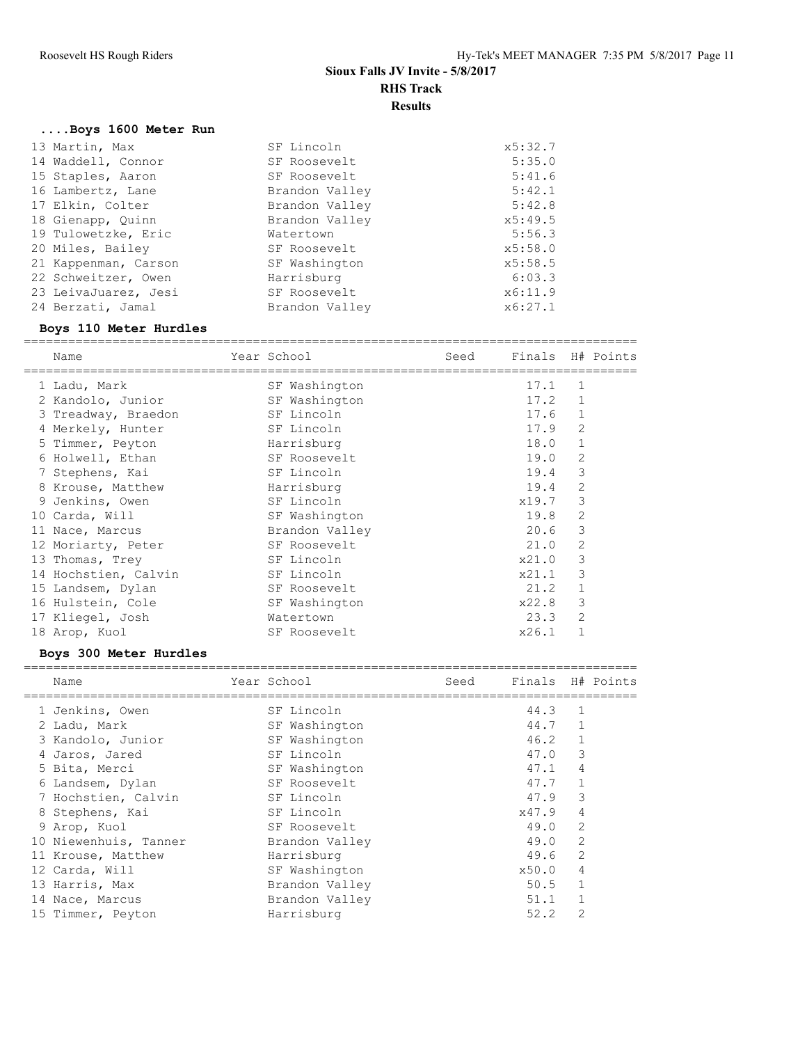## Sioux Falls JV Invite - 5/8/2017

### RHS Track

### Results

#### ....Boys 1600 Meter Run

| Place | Name | School | Finals |
|---|---|---|---|
| 13 | Martin, Max | SF Lincoln | x5:32.7 |
| 14 | Waddell, Connor | SF Roosevelt | 5:35.0 |
| 15 | Staples, Aaron | SF Roosevelt | 5:41.6 |
| 16 | Lambertz, Lane | Brandon Valley | 5:42.1 |
| 17 | Elkin, Colter | Brandon Valley | 5:42.8 |
| 18 | Gienapp, Quinn | Brandon Valley | x5:49.5 |
| 19 | Tulowetzke, Eric | Watertown | 5:56.3 |
| 20 | Miles, Bailey | SF Roosevelt | x5:58.0 |
| 21 | Kappenman, Carson | SF Washington | x5:58.5 |
| 22 | Schweitzer, Owen | Harrisburg | 6:03.3 |
| 23 | LeivaJuarez, Jesi | SF Roosevelt | x6:11.9 |
| 24 | Berzati, Jamal | Brandon Valley | x6:27.1 |

#### Boys 110 Meter Hurdles

| Place | Name | Year | School | Seed | Finals | H# | Points |
|---|---|---|---|---|---|---|---|
| 1 | Ladu, Mark | | SF Washington | | 17.1 | 1 | |
| 2 | Kandolo, Junior | | SF Washington | | 17.2 | 1 | |
| 3 | Treadway, Braedon | | SF Lincoln | | 17.6 | 1 | |
| 4 | Merkely, Hunter | | SF Lincoln | | 17.9 | 2 | |
| 5 | Timmer, Peyton | | Harrisburg | | 18.0 | 1 | |
| 6 | Holwell, Ethan | | SF Roosevelt | | 19.0 | 2 | |
| 7 | Stephens, Kai | | SF Lincoln | | 19.4 | 3 | |
| 8 | Krouse, Matthew | | Harrisburg | | 19.4 | 2 | |
| 9 | Jenkins, Owen | | SF Lincoln | | x19.7 | 3 | |
| 10 | Carda, Will | | SF Washington | | 19.8 | 2 | |
| 11 | Nace, Marcus | | Brandon Valley | | 20.6 | 3 | |
| 12 | Moriarty, Peter | | SF Roosevelt | | 21.0 | 2 | |
| 13 | Thomas, Trey | | SF Lincoln | | x21.0 | 3 | |
| 14 | Hochstien, Calvin | | SF Lincoln | | x21.1 | 3 | |
| 15 | Landsem, Dylan | | SF Roosevelt | | 21.2 | 1 | |
| 16 | Hulstein, Cole | | SF Washington | | x22.8 | 3 | |
| 17 | Kliegel, Josh | | Watertown | | 23.3 | 2 | |
| 18 | Arop, Kuol | | SF Roosevelt | | x26.1 | 1 | |

#### Boys 300 Meter Hurdles

| Place | Name | Year | School | Seed | Finals | H# | Points |
|---|---|---|---|---|---|---|---|
| 1 | Jenkins, Owen | | SF Lincoln | | 44.3 | 1 | |
| 2 | Ladu, Mark | | SF Washington | | 44.7 | 1 | |
| 3 | Kandolo, Junior | | SF Washington | | 46.2 | 1 | |
| 4 | Jaros, Jared | | SF Lincoln | | 47.0 | 3 | |
| 5 | Bita, Merci | | SF Washington | | 47.1 | 4 | |
| 6 | Landsem, Dylan | | SF Roosevelt | | 47.7 | 1 | |
| 7 | Hochstien, Calvin | | SF Lincoln | | 47.9 | 3 | |
| 8 | Stephens, Kai | | SF Lincoln | | x47.9 | 4 | |
| 9 | Arop, Kuol | | SF Roosevelt | | 49.0 | 2 | |
| 10 | Niewenhuis, Tanner | | Brandon Valley | | 49.0 | 2 | |
| 11 | Krouse, Matthew | | Harrisburg | | 49.6 | 2 | |
| 12 | Carda, Will | | SF Washington | | x50.0 | 4 | |
| 13 | Harris, Max | | Brandon Valley | | 50.5 | 1 | |
| 14 | Nace, Marcus | | Brandon Valley | | 51.1 | 1 | |
| 15 | Timmer, Peyton | | Harrisburg | | 52.2 | 2 | |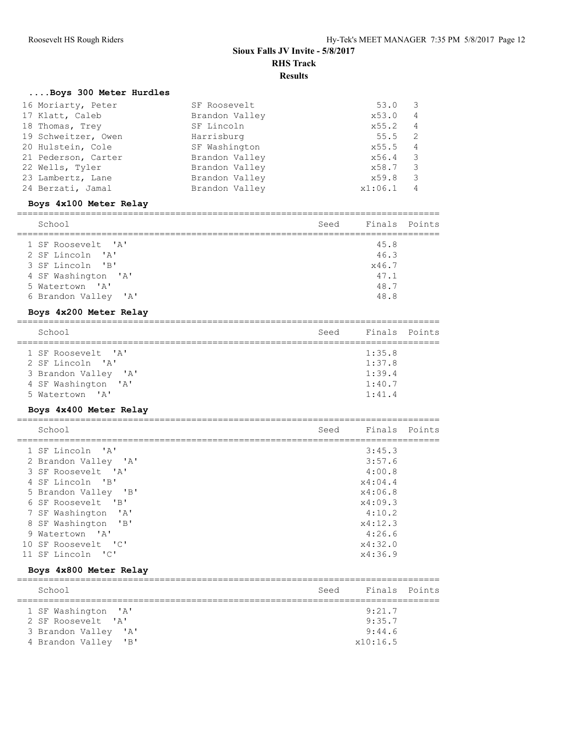# Sioux Falls JV Invite - 5/8/2017

## RHS Track

### Results

#### ....Boys 300 Meter Hurdles

| Place | Name | School | Finals | H# |
|---|---|---|---|---|
| 16 | Moriarty, Peter | SF Roosevelt | 53.0 | 3 |
| 17 | Klatt, Caleb | Brandon Valley | x53.0 | 4 |
| 18 | Thomas, Trey | SF Lincoln | x55.2 | 4 |
| 19 | Schweitzer, Owen | Harrisburg | 55.5 | 2 |
| 20 | Hulstein, Cole | SF Washington | x55.5 | 4 |
| 21 | Pederson, Carter | Brandon Valley | x56.4 | 3 |
| 22 | Wells, Tyler | Brandon Valley | x58.7 | 3 |
| 23 | Lambertz, Lane | Brandon Valley | x59.8 | 3 |
| 24 | Berzati, Jamal | Brandon Valley | x1:06.1 | 4 |

#### Boys 4x100 Meter Relay

| Place | School | Seed | Finals | Points |
|---|---|---|---|---|
| 1 | SF Roosevelt 'A' | | 45.8 | |
| 2 | SF Lincoln 'A' | | 46.3 | |
| 3 | SF Lincoln 'B' | | x46.7 | |
| 4 | SF Washington 'A' | | 47.1 | |
| 5 | Watertown 'A' | | 48.7 | |
| 6 | Brandon Valley 'A' | | 48.8 | |

#### Boys 4x200 Meter Relay

| Place | School | Seed | Finals | Points |
|---|---|---|---|---|
| 1 | SF Roosevelt 'A' | | 1:35.8 | |
| 2 | SF Lincoln 'A' | | 1:37.8 | |
| 3 | Brandon Valley 'A' | | 1:39.4 | |
| 4 | SF Washington 'A' | | 1:40.7 | |
| 5 | Watertown 'A' | | 1:41.4 | |

#### Boys 4x400 Meter Relay

| Place | School | Seed | Finals | Points |
|---|---|---|---|---|
| 1 | SF Lincoln 'A' | | 3:45.3 | |
| 2 | Brandon Valley 'A' | | 3:57.6 | |
| 3 | SF Roosevelt 'A' | | 4:00.8 | |
| 4 | SF Lincoln 'B' | | x4:04.4 | |
| 5 | Brandon Valley 'B' | | x4:06.8 | |
| 6 | SF Roosevelt 'B' | | x4:09.3 | |
| 7 | SF Washington 'A' | | 4:10.2 | |
| 8 | SF Washington 'B' | | x4:12.3 | |
| 9 | Watertown 'A' | | 4:26.6 | |
| 10 | SF Roosevelt 'C' | | x4:32.0 | |
| 11 | SF Lincoln 'C' | | x4:36.9 | |

#### Boys 4x800 Meter Relay

| Place | School | Seed | Finals | Points |
|---|---|---|---|---|
| 1 | SF Washington 'A' | | 9:21.7 | |
| 2 | SF Roosevelt 'A' | | 9:35.7 | |
| 3 | Brandon Valley 'A' | | 9:44.6 | |
| 4 | Brandon Valley 'B' | | x10:16.5 | |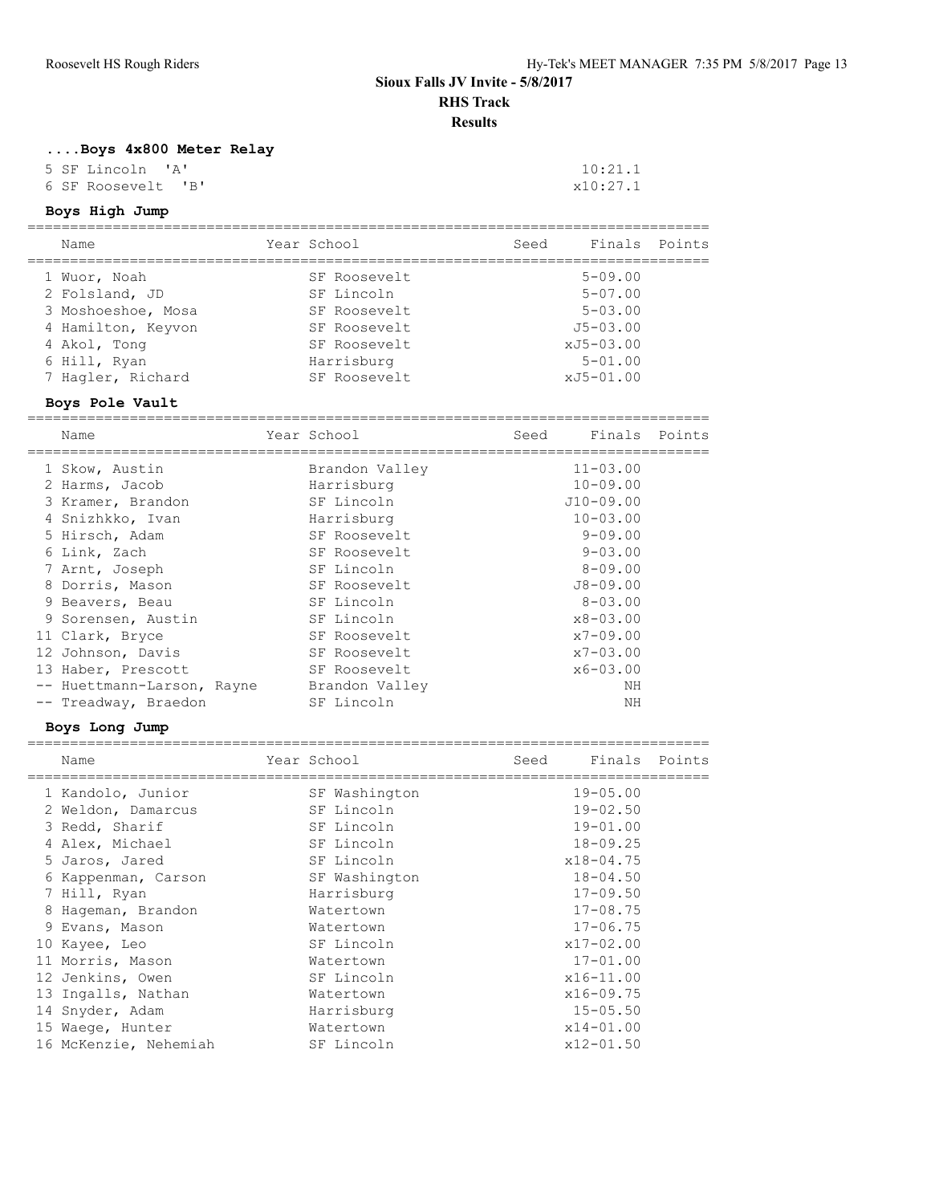# Sioux Falls JV Invite - 5/8/2017

## RHS Track

### Results

#### ....Boys 4x800 Meter Relay

| Place | Team | Finals |
|---|---|---|
| 5 | SF Lincoln 'A' | 10:21.1 |
| 6 | SF Roosevelt 'B' | x10:27.1 |

#### Boys High Jump

| Place | Name | Year | School | Seed | Finals | Points |
|---|---|---|---|---|---|---|
| 1 | Wuor, Noah | | SF Roosevelt | | 5-09.00 | |
| 2 | Folsland, JD | | SF Lincoln | | 5-07.00 | |
| 3 | Moshoeshoe, Mosa | | SF Roosevelt | | 5-03.00 | |
| 4 | Hamilton, Keyvon | | SF Roosevelt | | J5-03.00 | |
| 4 | Akol, Tong | | SF Roosevelt | | xJ5-03.00 | |
| 6 | Hill, Ryan | | Harrisburg | | 5-01.00 | |
| 7 | Hagler, Richard | | SF Roosevelt | | xJ5-01.00 | |

#### Boys Pole Vault

| Place | Name | Year | School | Seed | Finals | Points |
|---|---|---|---|---|---|---|
| 1 | Skow, Austin | | Brandon Valley | | 11-03.00 | |
| 2 | Harms, Jacob | | Harrisburg | | 10-09.00 | |
| 3 | Kramer, Brandon | | SF Lincoln | | J10-09.00 | |
| 4 | Snizhkko, Ivan | | Harrisburg | | 10-03.00 | |
| 5 | Hirsch, Adam | | SF Roosevelt | | 9-09.00 | |
| 6 | Link, Zach | | SF Roosevelt | | 9-03.00 | |
| 7 | Arnt, Joseph | | SF Lincoln | | 8-09.00 | |
| 8 | Dorris, Mason | | SF Roosevelt | | J8-09.00 | |
| 9 | Beavers, Beau | | SF Lincoln | | 8-03.00 | |
| 9 | Sorensen, Austin | | SF Lincoln | | x8-03.00 | |
| 11 | Clark, Bryce | | SF Roosevelt | | x7-09.00 | |
| 12 | Johnson, Davis | | SF Roosevelt | | x7-03.00 | |
| 13 | Haber, Prescott | | SF Roosevelt | | x6-03.00 | |
| -- | Huettmann-Larson, Rayne | | Brandon Valley | | NH | |
| -- | Treadway, Braedon | | SF Lincoln | | NH | |

#### Boys Long Jump

| Place | Name | Year | School | Seed | Finals | Points |
|---|---|---|---|---|---|---|
| 1 | Kandolo, Junior | | SF Washington | | 19-05.00 | |
| 2 | Weldon, Damarcus | | SF Lincoln | | 19-02.50 | |
| 3 | Redd, Sharif | | SF Lincoln | | 19-01.00 | |
| 4 | Alex, Michael | | SF Lincoln | | 18-09.25 | |
| 5 | Jaros, Jared | | SF Lincoln | | x18-04.75 | |
| 6 | Kappenman, Carson | | SF Washington | | 18-04.50 | |
| 7 | Hill, Ryan | | Harrisburg | | 17-09.50 | |
| 8 | Hageman, Brandon | | Watertown | | 17-08.75 | |
| 9 | Evans, Mason | | Watertown | | 17-06.75 | |
| 10 | Kayee, Leo | | SF Lincoln | | x17-02.00 | |
| 11 | Morris, Mason | | Watertown | | 17-01.00 | |
| 12 | Jenkins, Owen | | SF Lincoln | | x16-11.00 | |
| 13 | Ingalls, Nathan | | Watertown | | x16-09.75 | |
| 14 | Snyder, Adam | | Harrisburg | | 15-05.50 | |
| 15 | Waege, Hunter | | Watertown | | x14-01.00 | |
| 16 | McKenzie, Nehemiah | | SF Lincoln | | x12-01.50 | |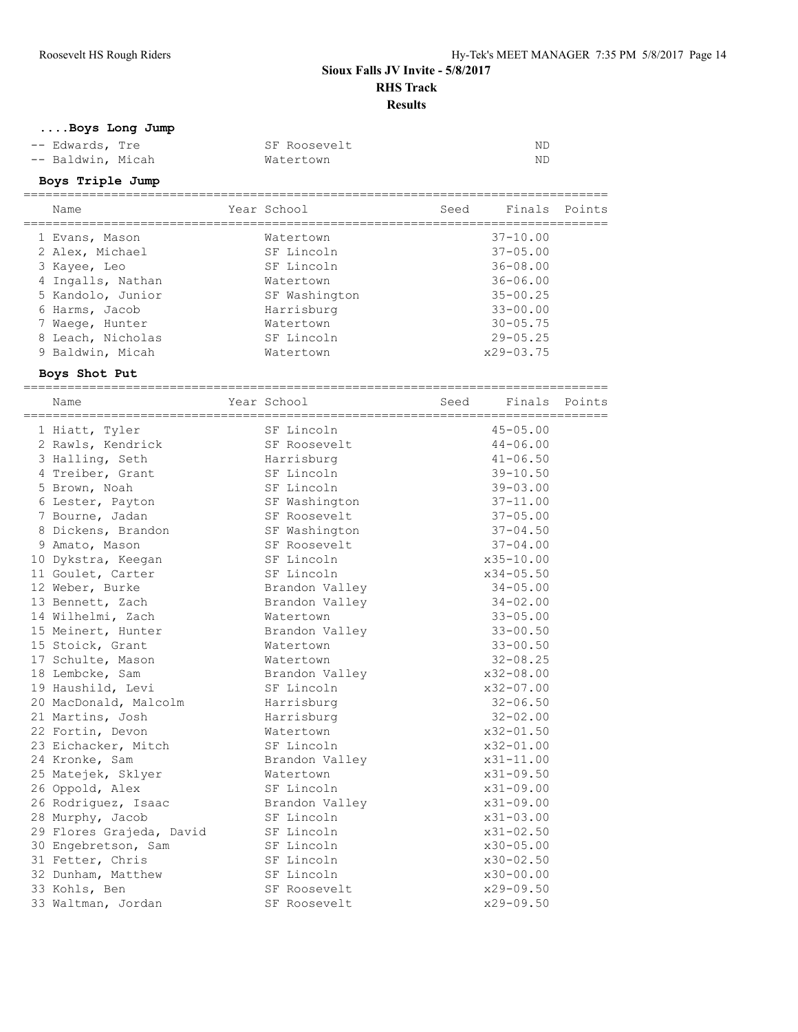# Sioux Falls JV Invite - 5/8/2017

## RHS Track

## Results

### ....Boys Long Jump

| Place | Name | Year | School | Seed | Finals | Points |
|---|---|---|---|---|---|---|
| -- | Edwards, Tre | | SF Roosevelt | | ND | |
| -- | Baldwin, Micah | | Watertown | | ND | |

### Boys Triple Jump

| Place | Name | Year | School | Seed | Finals | Points |
|---|---|---|---|---|---|---|
| 1 | Evans, Mason | | Watertown | | 37-10.00 | |
| 2 | Alex, Michael | | SF Lincoln | | 37-05.00 | |
| 3 | Kayee, Leo | | SF Lincoln | | 36-08.00 | |
| 4 | Ingalls, Nathan | | Watertown | | 36-06.00 | |
| 5 | Kandolo, Junior | | SF Washington | | 35-00.25 | |
| 6 | Harms, Jacob | | Harrisburg | | 33-00.00 | |
| 7 | Waege, Hunter | | Watertown | | 30-05.75 | |
| 8 | Leach, Nicholas | | SF Lincoln | | 29-05.25 | |
| 9 | Baldwin, Micah | | Watertown | | x29-03.75 | |

### Boys Shot Put

| Place | Name | Year | School | Seed | Finals | Points |
|---|---|---|---|---|---|---|
| 1 | Hiatt, Tyler | | SF Lincoln | | 45-05.00 | |
| 2 | Rawls, Kendrick | | SF Roosevelt | | 44-06.00 | |
| 3 | Halling, Seth | | Harrisburg | | 41-06.50 | |
| 4 | Treiber, Grant | | SF Lincoln | | 39-10.50 | |
| 5 | Brown, Noah | | SF Lincoln | | 39-03.00 | |
| 6 | Lester, Payton | | SF Washington | | 37-11.00 | |
| 7 | Bourne, Jadan | | SF Roosevelt | | 37-05.00 | |
| 8 | Dickens, Brandon | | SF Washington | | 37-04.50 | |
| 9 | Amato, Mason | | SF Roosevelt | | 37-04.00 | |
| 10 | Dykstra, Keegan | | SF Lincoln | | x35-10.00 | |
| 11 | Goulet, Carter | | SF Lincoln | | x34-05.50 | |
| 12 | Weber, Burke | | Brandon Valley | | 34-05.00 | |
| 13 | Bennett, Zach | | Brandon Valley | | 34-02.00 | |
| 14 | Wilhelmi, Zach | | Watertown | | 33-05.00 | |
| 15 | Meinert, Hunter | | Brandon Valley | | 33-00.50 | |
| 15 | Stoick, Grant | | Watertown | | 33-00.50 | |
| 17 | Schulte, Mason | | Watertown | | 32-08.25 | |
| 18 | Lembcke, Sam | | Brandon Valley | | x32-08.00 | |
| 19 | Haushild, Levi | | SF Lincoln | | x32-07.00 | |
| 20 | MacDonald, Malcolm | | Harrisburg | | 32-06.50 | |
| 21 | Martins, Josh | | Harrisburg | | 32-02.00 | |
| 22 | Fortin, Devon | | Watertown | | x32-01.50 | |
| 23 | Eichacker, Mitch | | SF Lincoln | | x32-01.00 | |
| 24 | Kronke, Sam | | Brandon Valley | | x31-11.00 | |
| 25 | Matejek, Sklyer | | Watertown | | x31-09.50 | |
| 26 | Oppold, Alex | | SF Lincoln | | x31-09.00 | |
| 26 | Rodriguez, Isaac | | Brandon Valley | | x31-09.00 | |
| 28 | Murphy, Jacob | | SF Lincoln | | x31-03.00 | |
| 29 | Flores Grajeda, David | | SF Lincoln | | x31-02.50 | |
| 30 | Engebretson, Sam | | SF Lincoln | | x30-05.00 | |
| 31 | Fetter, Chris | | SF Lincoln | | x30-02.50 | |
| 32 | Dunham, Matthew | | SF Lincoln | | x30-00.00 | |
| 33 | Kohls, Ben | | SF Roosevelt | | x29-09.50 | |
| 33 | Waltman, Jordan | | SF Roosevelt | | x29-09.50 | |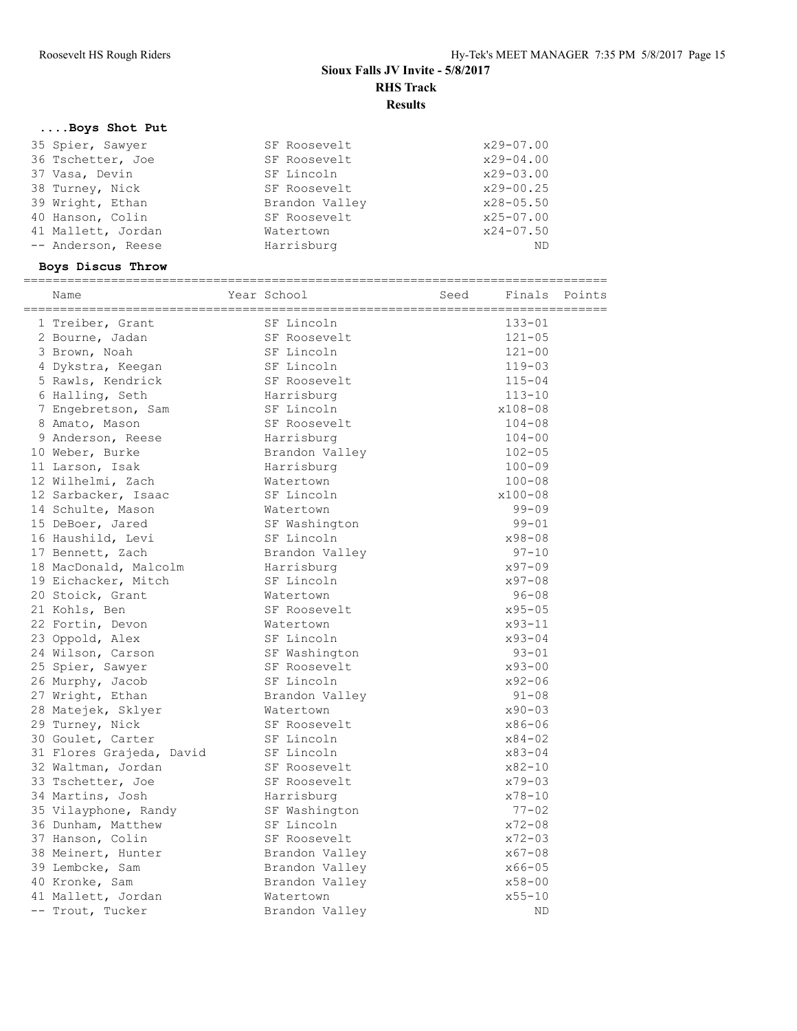# Sioux Falls JV Invite - 5/8/2017

## RHS Track

## Results

### ....Boys Shot Put

| Place | Name | Year | School | Seed | Finals | Points |
|---|---|---|---|---|---|---|
| 35 | Spier, Sawyer | | SF Roosevelt | | x29-07.00 | |
| 36 | Tschetter, Joe | | SF Roosevelt | | x29-04.00 | |
| 37 | Vasa, Devin | | SF Lincoln | | x29-03.00 | |
| 38 | Turney, Nick | | SF Roosevelt | | x29-00.25 | |
| 39 | Wright, Ethan | | Brandon Valley | | x28-05.50 | |
| 40 | Hanson, Colin | | SF Roosevelt | | x25-07.00 | |
| 41 | Mallett, Jordan | | Watertown | | x24-07.50 | |
| -- | Anderson, Reese | | Harrisburg | | ND | |

### Boys Discus Throw

| Place | Name | Year | School | Seed | Finals | Points |
|---|---|---|---|---|---|---|
| 1 | Treiber, Grant | | SF Lincoln | | 133-01 | |
| 2 | Bourne, Jadan | | SF Roosevelt | | 121-05 | |
| 3 | Brown, Noah | | SF Lincoln | | 121-00 | |
| 4 | Dykstra, Keegan | | SF Lincoln | | 119-03 | |
| 5 | Rawls, Kendrick | | SF Roosevelt | | 115-04 | |
| 6 | Halling, Seth | | Harrisburg | | 113-10 | |
| 7 | Engebretson, Sam | | SF Lincoln | | x108-08 | |
| 8 | Amato, Mason | | SF Roosevelt | | 104-08 | |
| 9 | Anderson, Reese | | Harrisburg | | 104-00 | |
| 10 | Weber, Burke | | Brandon Valley | | 102-05 | |
| 11 | Larson, Isak | | Harrisburg | | 100-09 | |
| 12 | Wilhelmi, Zach | | Watertown | | 100-08 | |
| 12 | Sarbacker, Isaac | | SF Lincoln | | x100-08 | |
| 14 | Schulte, Mason | | Watertown | | 99-09 | |
| 15 | DeBoer, Jared | | SF Washington | | 99-01 | |
| 16 | Haushild, Levi | | SF Lincoln | | x98-08 | |
| 17 | Bennett, Zach | | Brandon Valley | | 97-10 | |
| 18 | MacDonald, Malcolm | | Harrisburg | | x97-09 | |
| 19 | Eichacker, Mitch | | SF Lincoln | | x97-08 | |
| 20 | Stoick, Grant | | Watertown | | 96-08 | |
| 21 | Kohls, Ben | | SF Roosevelt | | x95-05 | |
| 22 | Fortin, Devon | | Watertown | | x93-11 | |
| 23 | Oppold, Alex | | SF Lincoln | | x93-04 | |
| 24 | Wilson, Carson | | SF Washington | | 93-01 | |
| 25 | Spier, Sawyer | | SF Roosevelt | | x93-00 | |
| 26 | Murphy, Jacob | | SF Lincoln | | x92-06 | |
| 27 | Wright, Ethan | | Brandon Valley | | 91-08 | |
| 28 | Matejek, Sklyer | | Watertown | | x90-03 | |
| 29 | Turney, Nick | | SF Roosevelt | | x86-06 | |
| 30 | Goulet, Carter | | SF Lincoln | | x84-02 | |
| 31 | Flores Grajeda, David | | SF Lincoln | | x83-04 | |
| 32 | Waltman, Jordan | | SF Roosevelt | | x82-10 | |
| 33 | Tschetter, Joe | | SF Roosevelt | | x79-03 | |
| 34 | Martins, Josh | | Harrisburg | | x78-10 | |
| 35 | Vilayphone, Randy | | SF Washington | | 77-02 | |
| 36 | Dunham, Matthew | | SF Lincoln | | x72-08 | |
| 37 | Hanson, Colin | | SF Roosevelt | | x72-03 | |
| 38 | Meinert, Hunter | | Brandon Valley | | x67-08 | |
| 39 | Lembcke, Sam | | Brandon Valley | | x66-05 | |
| 40 | Kronke, Sam | | Brandon Valley | | x58-00 | |
| 41 | Mallett, Jordan | | Watertown | | x55-10 | |
| -- | Trout, Tucker | | Brandon Valley | | ND | |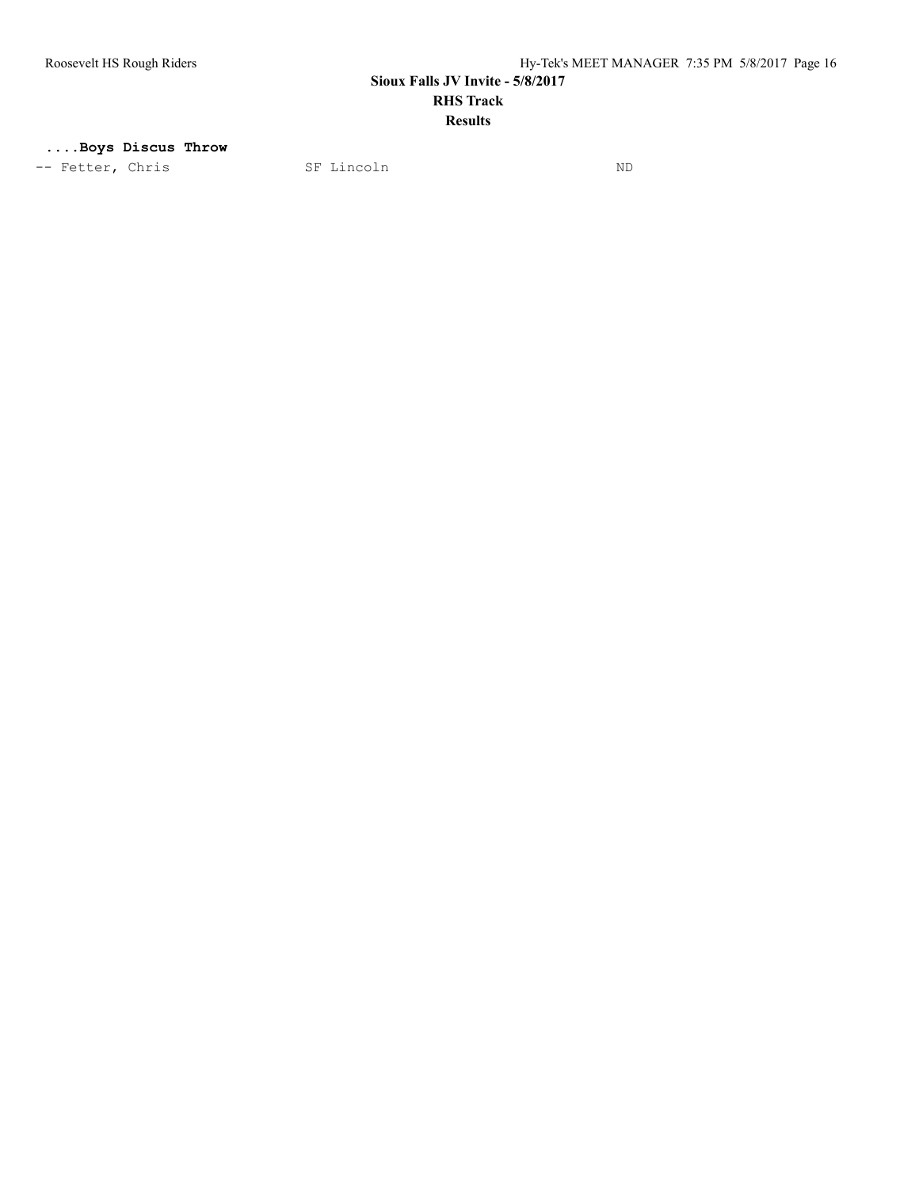**....Boys Discus Throw**

| | | | |
|---|---|---|---|
| -- | Fetter, Chris | SF Lincoln | ND |